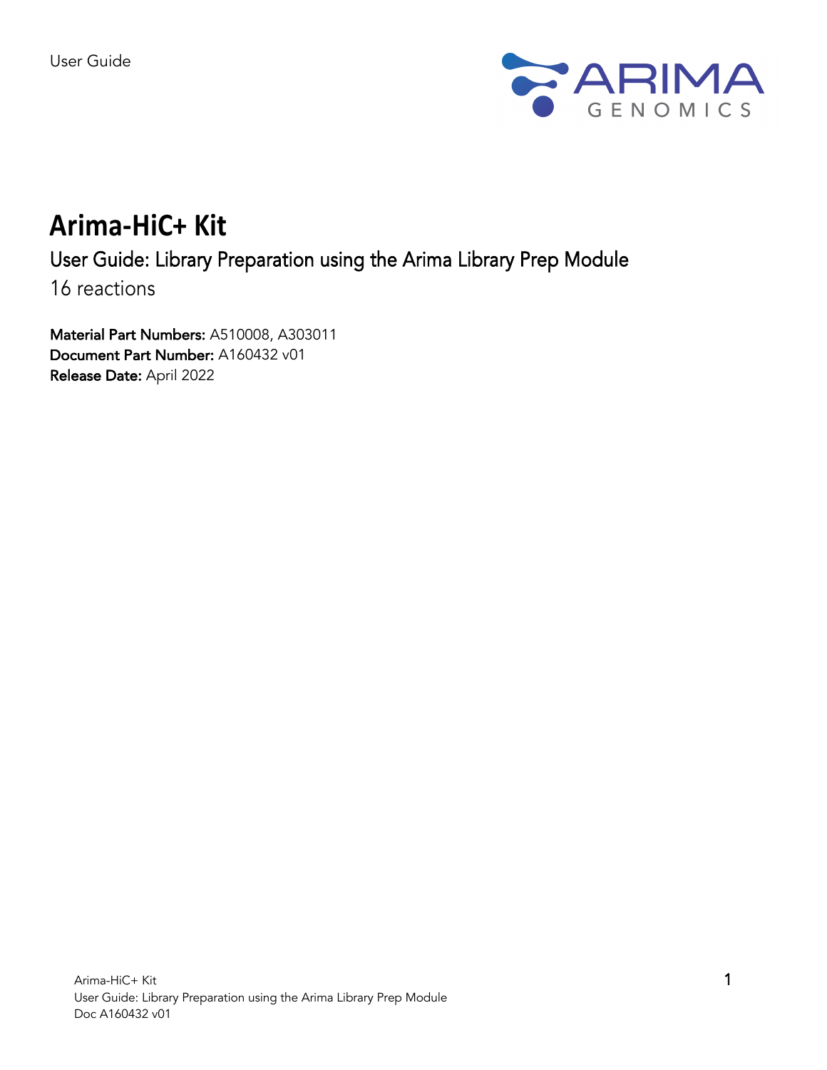User Guide

# Arima-HiC+ Kit

## User Guide: Library Preparation using the Arima Library Prep Module

16 reactions

**Material Part Numbers:** A510008, A303011
**Document Part Number:** A160432 v01
**Release Date:** April 2022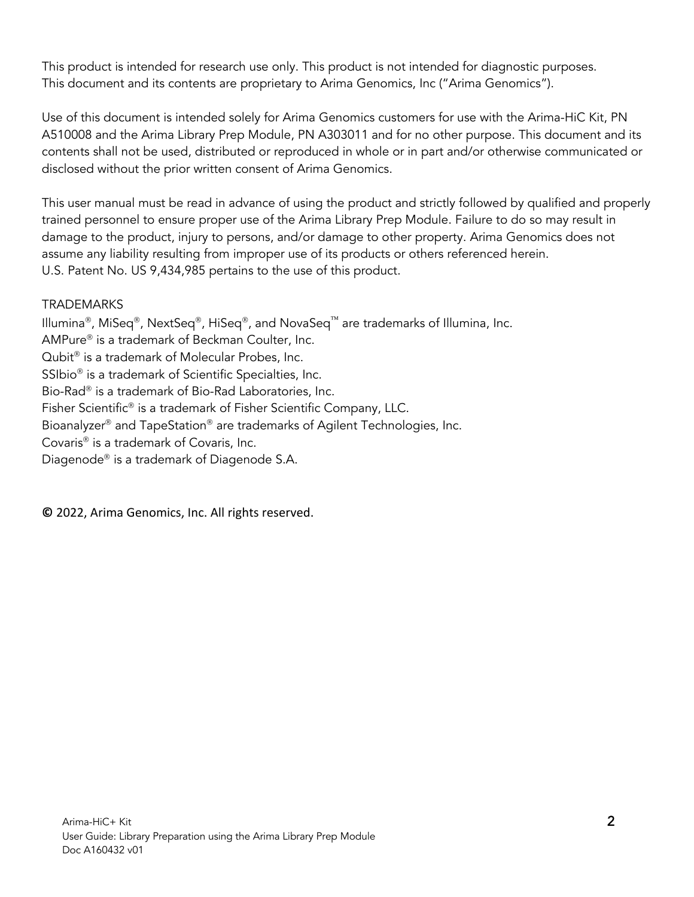This product is intended for research use only. This product is not intended for diagnostic purposes.
This document and its contents are proprietary to Arima Genomics, Inc ("Arima Genomics").

Use of this document is intended solely for Arima Genomics customers for use with the Arima-HiC Kit, PN A510008 and the Arima Library Prep Module, PN A303011 and for no other purpose. This document and its contents shall not be used, distributed or reproduced in whole or in part and/or otherwise communicated or disclosed without the prior written consent of Arima Genomics.

This user manual must be read in advance of using the product and strictly followed by qualified and properly trained personnel to ensure proper use of the Arima Library Prep Module. Failure to do so may result in damage to the product, injury to persons, and/or damage to other property. Arima Genomics does not assume any liability resulting from improper use of its products or others referenced herein.
U.S. Patent No. US 9,434,985 pertains to the use of this product.

TRADEMARKS
Illumina®, MiSeq®, NextSeq®, HiSeq®, and NovaSeq™ are trademarks of Illumina, Inc.
AMPure® is a trademark of Beckman Coulter, Inc.
Qubit® is a trademark of Molecular Probes, Inc.
SSIbio® is a trademark of Scientific Specialties, Inc.
Bio-Rad® is a trademark of Bio-Rad Laboratories, Inc.
Fisher Scientific® is a trademark of Fisher Scientific Company, LLC.
Bioanalyzer® and TapeStation® are trademarks of Agilent Technologies, Inc.
Covaris® is a trademark of Covaris, Inc.
Diagenode® is a trademark of Diagenode S.A.

**©** 2022, Arima Genomics, Inc. All rights reserved.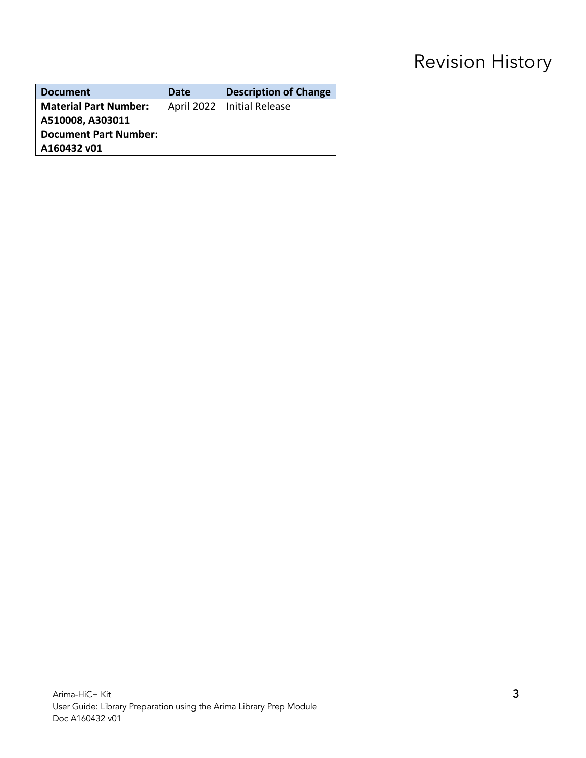# Revision History

| Document | Date | Description of Change |
| --- | --- | --- |
| **Material Part Number: A510008, A303011 Document Part Number: A160432 v01** | April 2022 | Initial Release |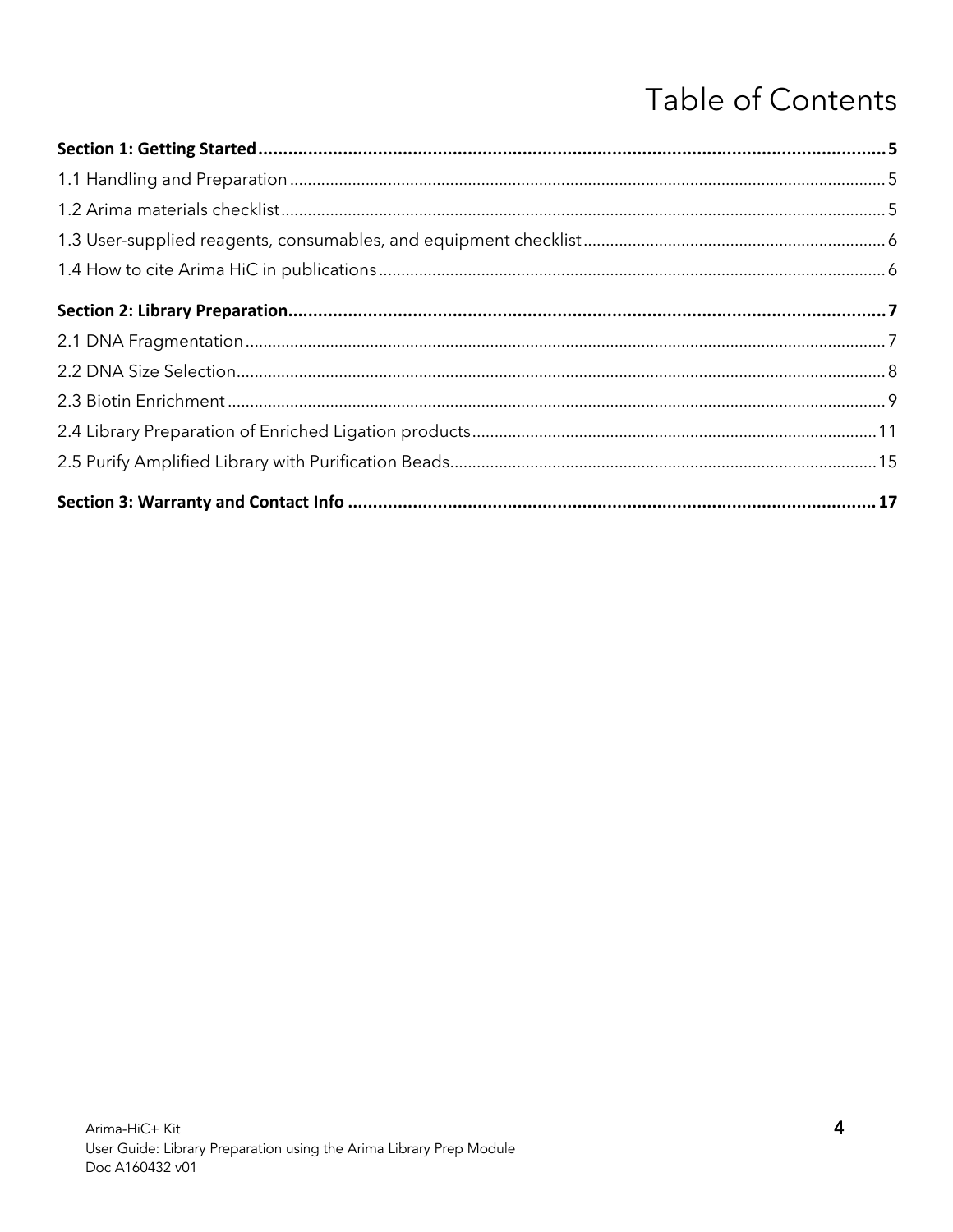# Table of Contents

**Section 1: Getting Started** ........ **5**

1.1 Handling and Preparation ........ 5

1.2 Arima materials checklist ........ 5

1.3 User-supplied reagents, consumables, and equipment checklist ........ 6

1.4 How to cite Arima HiC in publications ........ 6

**Section 2: Library Preparation** ........ **7**

2.1 DNA Fragmentation ........ 7

2.2 DNA Size Selection ........ 8

2.3 Biotin Enrichment ........ 9

2.4 Library Preparation of Enriched Ligation products ........ 11

2.5 Purify Amplified Library with Purification Beads ........ 15

**Section 3: Warranty and Contact Info** ........ **17**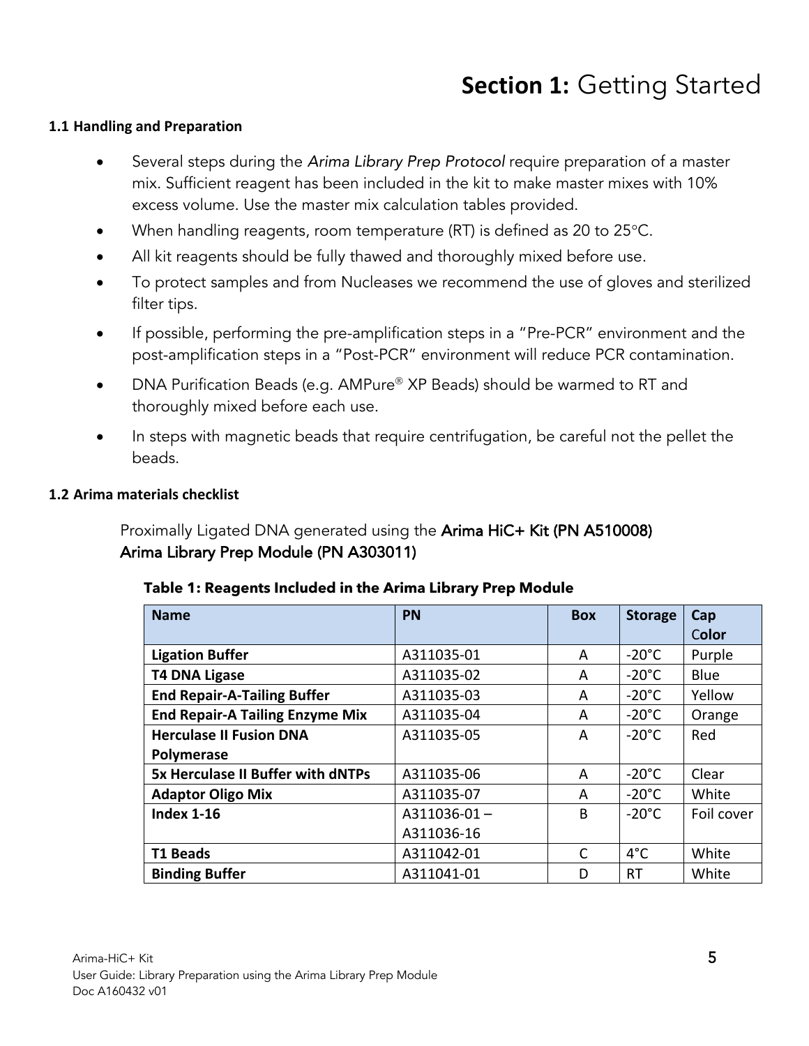# **Section 1:** Getting Started

### 1.1 Handling and Preparation

- Several steps during the *Arima Library Prep Protocol* require preparation of a master mix. Sufficient reagent has been included in the kit to make master mixes with 10% excess volume. Use the master mix calculation tables provided.
- When handling reagents, room temperature (RT) is defined as 20 to 25°C.
- All kit reagents should be fully thawed and thoroughly mixed before use.
- To protect samples and from Nucleases we recommend the use of gloves and sterilized filter tips.
- If possible, performing the pre-amplification steps in a "Pre-PCR" environment and the post-amplification steps in a "Post-PCR" environment will reduce PCR contamination.
- DNA Purification Beads (e.g. AMPure® XP Beads) should be warmed to RT and thoroughly mixed before each use.
- In steps with magnetic beads that require centrifugation, be careful not the pellet the beads.

### 1.2 Arima materials checklist

Proximally Ligated DNA generated using the Arima HiC+ Kit (PN A510008)
Arima Library Prep Module (PN A303011)

**Table 1: Reagents Included in the Arima Library Prep Module**

| Name | PN | Box | Storage | Cap Color |
|---|---|---|---|---|
| **Ligation Buffer** | A311035-01 | A | -20°C | Purple |
| **T4 DNA Ligase** | A311035-02 | A | -20°C | Blue |
| **End Repair-A-Tailing Buffer** | A311035-03 | A | -20°C | Yellow |
| **End Repair-A Tailing Enzyme Mix** | A311035-04 | A | -20°C | Orange |
| **Herculase II Fusion DNA Polymerase** | A311035-05 | A | -20°C | Red |
| **5x Herculase II Buffer with dNTPs** | A311035-06 | A | -20°C | Clear |
| **Adaptor Oligo Mix** | A311035-07 | A | -20°C | White |
| **Index 1-16** | A311036-01 – A311036-16 | B | -20°C | Foil cover |
| **T1 Beads** | A311042-01 | C | 4°C | White |
| **Binding Buffer** | A311041-01 | D | RT | White |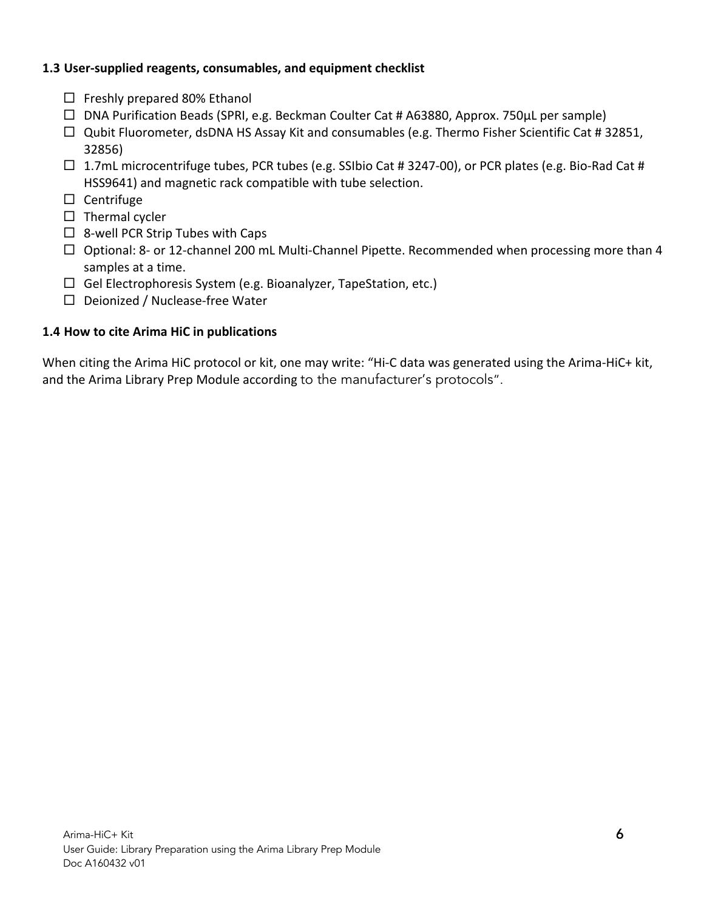### 1.3 User-supplied reagents, consumables, and equipment checklist

- ☐ Freshly prepared 80% Ethanol
- ☐ DNA Purification Beads (SPRI, e.g. Beckman Coulter Cat # A63880, Approx. 750µL per sample)
- ☐ Qubit Fluorometer, dsDNA HS Assay Kit and consumables (e.g. Thermo Fisher Scientific Cat # 32851, 32856)
- ☐ 1.7mL microcentrifuge tubes, PCR tubes (e.g. SSIbio Cat # 3247-00), or PCR plates (e.g. Bio-Rad Cat # HSS9641) and magnetic rack compatible with tube selection.
- ☐ Centrifuge
- ☐ Thermal cycler
- ☐ 8-well PCR Strip Tubes with Caps
- ☐ Optional: 8- or 12-channel 200 mL Multi-Channel Pipette. Recommended when processing more than 4 samples at a time.
- ☐ Gel Electrophoresis System (e.g. Bioanalyzer, TapeStation, etc.)
- ☐ Deionized / Nuclease-free Water

### 1.4 How to cite Arima HiC in publications

When citing the Arima HiC protocol or kit, one may write: "Hi-C data was generated using the Arima-HiC+ kit, and the Arima Library Prep Module according to the manufacturer's protocols".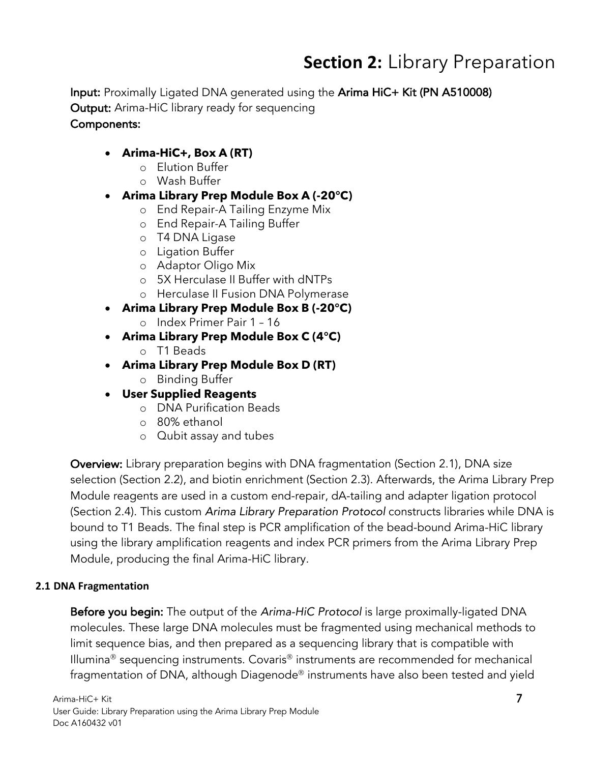# **Section 2:** Library Preparation

**Input:** Proximally Ligated DNA generated using the **Arima HiC+ Kit (PN A510008)**
**Output:** Arima-HiC library ready for sequencing
**Components:**

- **Arima-HiC+, Box A (RT)**
  - Elution Buffer
  - Wash Buffer
- **Arima Library Prep Module Box A (-20°C)**
  - End Repair-A Tailing Enzyme Mix
  - End Repair-A Tailing Buffer
  - T4 DNA Ligase
  - Ligation Buffer
  - Adaptor Oligo Mix
  - 5X Herculase II Buffer with dNTPs
  - Herculase II Fusion DNA Polymerase
- **Arima Library Prep Module Box B (-20°C)**
  - Index Primer Pair 1 – 16
- **Arima Library Prep Module Box C (4°C)**
  - T1 Beads
- **Arima Library Prep Module Box D (RT)**
  - Binding Buffer
- **User Supplied Reagents**
  - DNA Purification Beads
  - 80% ethanol
  - Qubit assay and tubes

**Overview:** Library preparation begins with DNA fragmentation (Section 2.1), DNA size selection (Section 2.2), and biotin enrichment (Section 2.3). Afterwards, the Arima Library Prep Module reagents are used in a custom end-repair, dA-tailing and adapter ligation protocol (Section 2.4). This custom *Arima Library Preparation Protocol* constructs libraries while DNA is bound to T1 Beads. The final step is PCR amplification of the bead-bound Arima-HiC library using the library amplification reagents and index PCR primers from the Arima Library Prep Module, producing the final Arima-HiC library.

### 2.1 DNA Fragmentation

**Before you begin:** The output of the *Arima-HiC Protocol* is large proximally-ligated DNA molecules. These large DNA molecules must be fragmented using mechanical methods to limit sequence bias, and then prepared as a sequencing library that is compatible with Illumina® sequencing instruments. Covaris® instruments are recommended for mechanical fragmentation of DNA, although Diagenode® instruments have also been tested and yield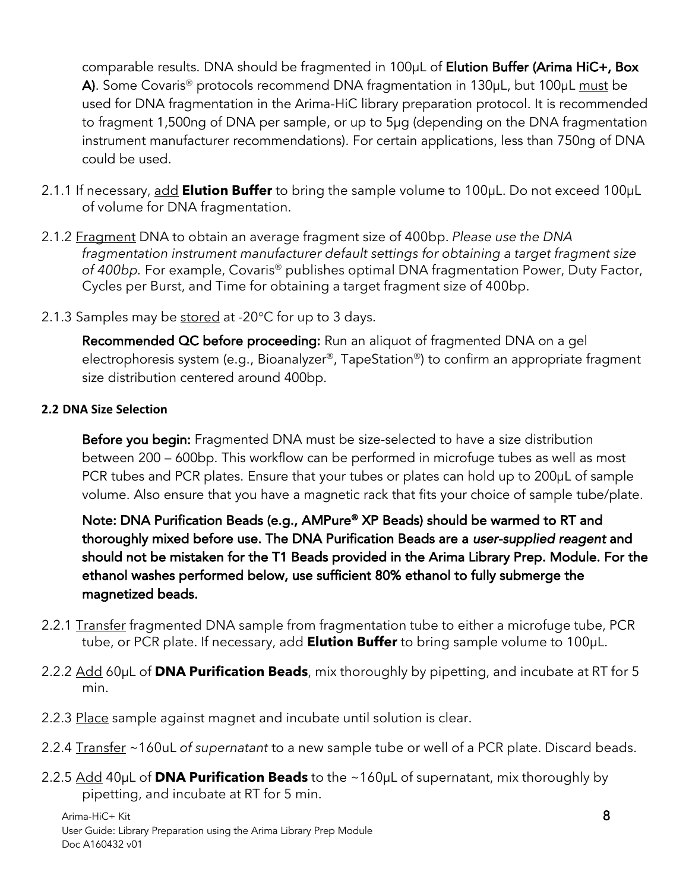comparable results. DNA should be fragmented in 100µL of **Elution Buffer (Arima HiC+, Box A)**. Some Covaris® protocols recommend DNA fragmentation in 130µL, but 100µL must be used for DNA fragmentation in the Arima-HiC library preparation protocol. It is recommended to fragment 1,500ng of DNA per sample, or up to 5µg (depending on the DNA fragmentation instrument manufacturer recommendations). For certain applications, less than 750ng of DNA could be used.

2.1.1 If necessary, add **Elution Buffer** to bring the sample volume to 100µL. Do not exceed 100µL of volume for DNA fragmentation.

2.1.2 Fragment DNA to obtain an average fragment size of 400bp. *Please use the DNA fragmentation instrument manufacturer default settings for obtaining a target fragment size of 400bp*. For example, Covaris® publishes optimal DNA fragmentation Power, Duty Factor, Cycles per Burst, and Time for obtaining a target fragment size of 400bp.

2.1.3 Samples may be stored at -20°C for up to 3 days.

**Recommended QC before proceeding:** Run an aliquot of fragmented DNA on a gel electrophoresis system (e.g., Bioanalyzer®, TapeStation®) to confirm an appropriate fragment size distribution centered around 400bp.

#### 2.2 DNA Size Selection

**Before you begin:** Fragmented DNA must be size-selected to have a size distribution between 200 – 600bp. This workflow can be performed in microfuge tubes as well as most PCR tubes and PCR plates. Ensure that your tubes or plates can hold up to 200µL of sample volume. Also ensure that you have a magnetic rack that fits your choice of sample tube/plate.

**Note: DNA Purification Beads (e.g., AMPure® XP Beads) should be warmed to RT and thoroughly mixed before use. The DNA Purification Beads are a *user-supplied reagent* and should not be mistaken for the T1 Beads provided in the Arima Library Prep. Module. For the ethanol washes performed below, use sufficient 80% ethanol to fully submerge the magnetized beads.**

2.2.1 Transfer fragmented DNA sample from fragmentation tube to either a microfuge tube, PCR tube, or PCR plate. If necessary, add **Elution Buffer** to bring sample volume to 100µL.

2.2.2 Add 60µL of **DNA Purification Beads**, mix thoroughly by pipetting, and incubate at RT for 5 min.

2.2.3 Place sample against magnet and incubate until solution is clear.

2.2.4 Transfer ~160uL *of supernatant* to a new sample tube or well of a PCR plate. Discard beads.

2.2.5 Add 40µL of **DNA Purification Beads** to the ~160µL of supernatant, mix thoroughly by pipetting, and incubate at RT for 5 min.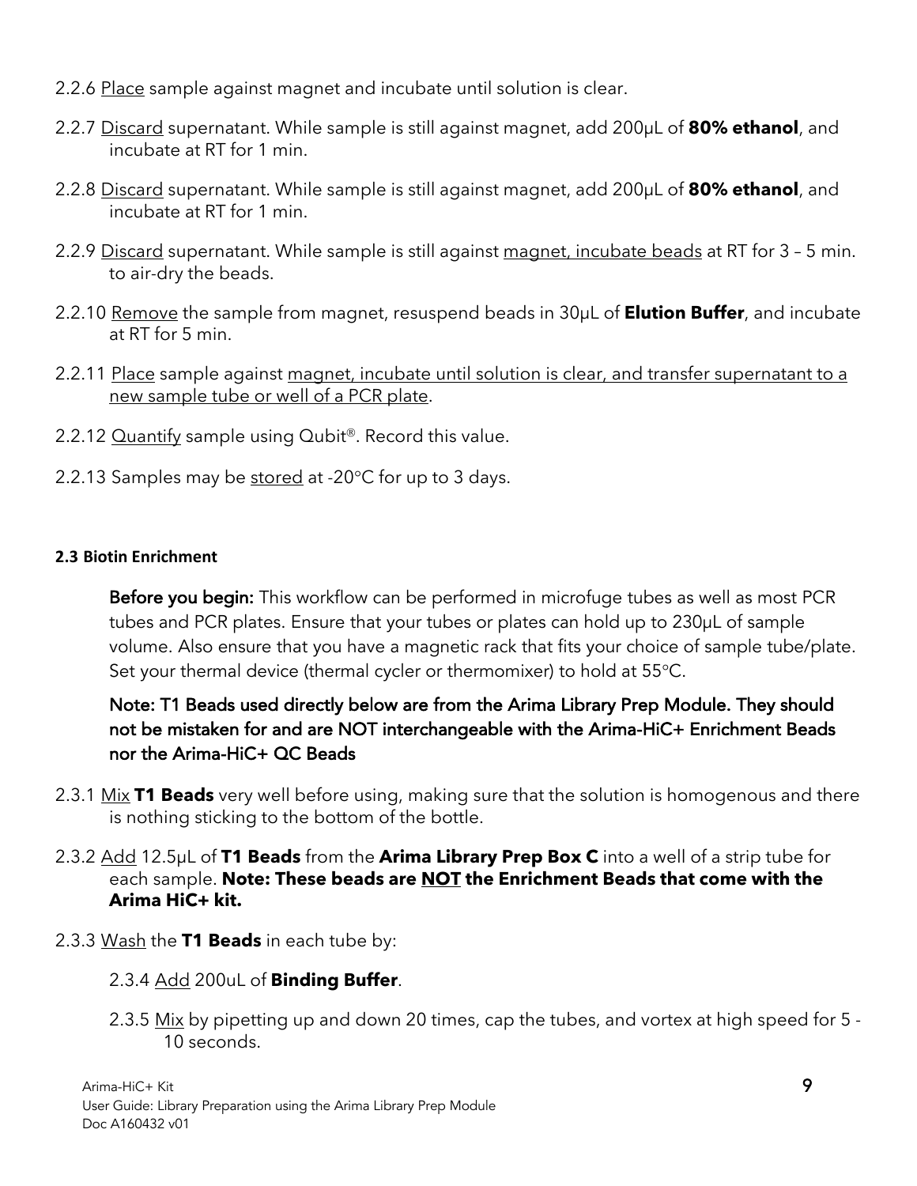2.2.6 <u>Place</u> sample against magnet and incubate until solution is clear.

2.2.7 <u>Discard</u> supernatant. While sample is still against magnet, add 200μL of **80% ethanol**, and incubate at RT for 1 min.

2.2.8 <u>Discard</u> supernatant. While sample is still against magnet, add 200μL of **80% ethanol**, and incubate at RT for 1 min.

2.2.9 <u>Discard</u> supernatant. While sample is still against <u>magnet, incubate beads</u> at RT for 3 – 5 min. to air-dry the beads.

2.2.10 <u>Remove</u> the sample from magnet, resuspend beads in 30μL of **Elution Buffer**, and incubate at RT for 5 min.

2.2.11 <u>Place</u> sample against <u>magnet, incubate until solution is clear, and transfer supernatant to a new sample tube or well of a PCR plate</u>.

2.2.12 <u>Quantify</u> sample using Qubit®. Record this value.

2.2.13 Samples may be <u>stored</u> at -20°C for up to 3 days.

#### 2.3 Biotin Enrichment

**Before you begin:** This workflow can be performed in microfuge tubes as well as most PCR tubes and PCR plates. Ensure that your tubes or plates can hold up to 230μL of sample volume. Also ensure that you have a magnetic rack that fits your choice of sample tube/plate. Set your thermal device (thermal cycler or thermomixer) to hold at 55°C.

**Note: T1 Beads used directly below are from the Arima Library Prep Module. They should not be mistaken for and are NOT interchangeable with the Arima-HiC+ Enrichment Beads nor the Arima-HiC+ QC Beads**

2.3.1 <u>Mix</u> **T1 Beads** very well before using, making sure that the solution is homogenous and there is nothing sticking to the bottom of the bottle.

2.3.2 <u>Add</u> 12.5μL of **T1 Beads** from the **Arima Library Prep Box C** into a well of a strip tube for each sample. **Note: These beads are <u>NOT</u> the Enrichment Beads that come with the Arima HiC+ kit.**

2.3.3 <u>Wash</u> the **T1 Beads** in each tube by:

2.3.4 <u>Add</u> 200uL of **Binding Buffer**.

2.3.5 <u>Mix</u> by pipetting up and down 20 times, cap the tubes, and vortex at high speed for 5 - 10 seconds.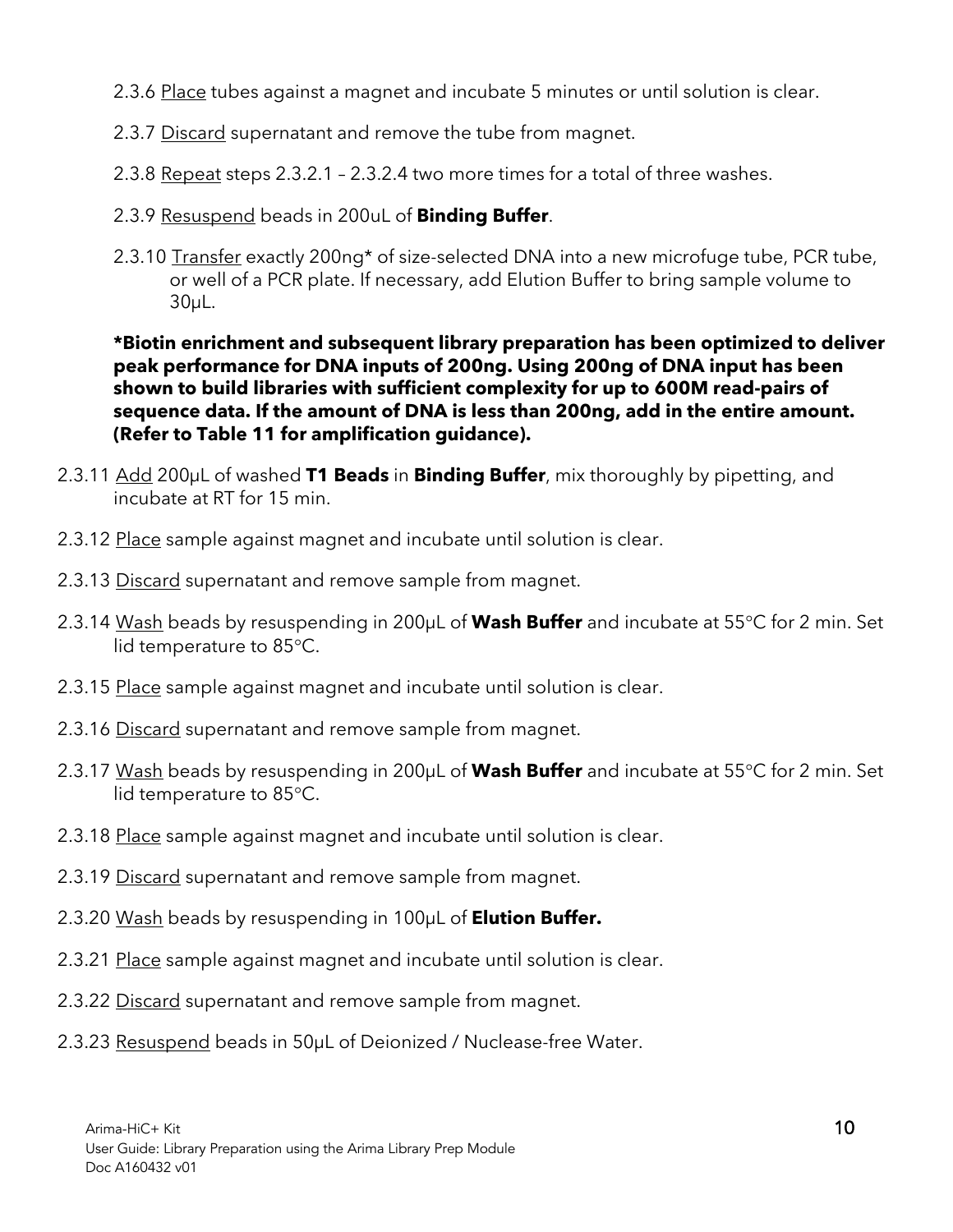2.3.6 Place tubes against a magnet and incubate 5 minutes or until solution is clear.

2.3.7 Discard supernatant and remove the tube from magnet.

2.3.8 Repeat steps 2.3.2.1 – 2.3.2.4 two more times for a total of three washes.

2.3.9 Resuspend beads in 200uL of **Binding Buffer**.

2.3.10 Transfer exactly 200ng* of size-selected DNA into a new microfuge tube, PCR tube, or well of a PCR plate. If necessary, add Elution Buffer to bring sample volume to 30µL.

**\*Biotin enrichment and subsequent library preparation has been optimized to deliver peak performance for DNA inputs of 200ng. Using 200ng of DNA input has been shown to build libraries with sufficient complexity for up to 600M read-pairs of sequence data. If the amount of DNA is less than 200ng, add in the entire amount. (Refer to Table 11 for amplification guidance).**

2.3.11 Add 200µL of washed **T1 Beads** in **Binding Buffer**, mix thoroughly by pipetting, and incubate at RT for 15 min.

2.3.12 Place sample against magnet and incubate until solution is clear.

2.3.13 Discard supernatant and remove sample from magnet.

2.3.14 Wash beads by resuspending in 200µL of **Wash Buffer** and incubate at 55°C for 2 min. Set lid temperature to 85°C.

2.3.15 Place sample against magnet and incubate until solution is clear.

2.3.16 Discard supernatant and remove sample from magnet.

2.3.17 Wash beads by resuspending in 200µL of **Wash Buffer** and incubate at 55°C for 2 min. Set lid temperature to 85°C.

2.3.18 Place sample against magnet and incubate until solution is clear.

2.3.19 Discard supernatant and remove sample from magnet.

2.3.20 Wash beads by resuspending in 100µL of **Elution Buffer.**

2.3.21 Place sample against magnet and incubate until solution is clear.

2.3.22 Discard supernatant and remove sample from magnet.

2.3.23 Resuspend beads in 50µL of Deionized / Nuclease-free Water.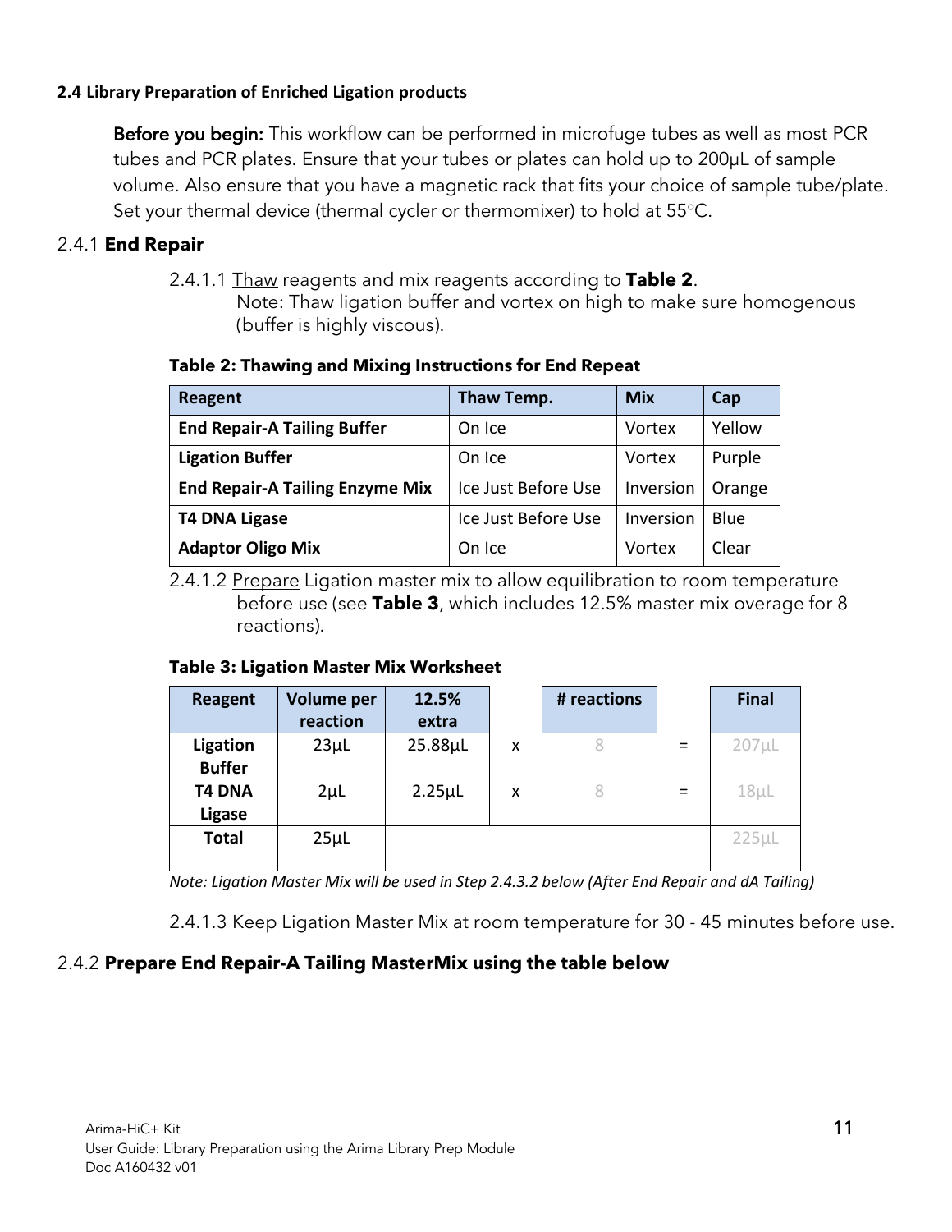#### 2.4 Library Preparation of Enriched Ligation products

**Before you begin:** This workflow can be performed in microfuge tubes as well as most PCR tubes and PCR plates. Ensure that your tubes or plates can hold up to 200µL of sample volume. Also ensure that you have a magnetic rack that fits your choice of sample tube/plate. Set your thermal device (thermal cycler or thermomixer) to hold at 55°C.

### 2.4.1 **End Repair**

2.4.1.1 Thaw reagents and mix reagents according to **Table 2**.
Note: Thaw ligation buffer and vortex on high to make sure homogenous (buffer is highly viscous).

**Table 2: Thawing and Mixing Instructions for End Repeat**

| Reagent | Thaw Temp. | Mix | Cap |
|---|---|---|---|
| **End Repair-A Tailing Buffer** | On Ice | Vortex | Yellow |
| **Ligation Buffer** | On Ice | Vortex | Purple |
| **End Repair-A Tailing Enzyme Mix** | Ice Just Before Use | Inversion | Orange |
| **T4 DNA Ligase** | Ice Just Before Use | Inversion | Blue |
| **Adaptor Oligo Mix** | On Ice | Vortex | Clear |

2.4.1.2 Prepare Ligation master mix to allow equilibration to room temperature before use (see **Table 3**, which includes 12.5% master mix overage for 8 reactions).

**Table 3: Ligation Master Mix Worksheet**

| Reagent | Volume per reaction | 12.5% extra | | # reactions | | Final |
|---|---|---|---|---|---|---|
| **Ligation Buffer** | 23µL | 25.88µL | x | 8 | = | 207µL |
| **T4 DNA Ligase** | 2µL | 2.25µL | x | 8 | = | 18µL |
| **Total** | 25µL | | | | | 225µL |

*Note: Ligation Master Mix will be used in Step 2.4.3.2 below (After End Repair and dA Tailing)*

2.4.1.3 Keep Ligation Master Mix at room temperature for 30 - 45 minutes before use.

### 2.4.2 **Prepare End Repair-A Tailing MasterMix using the table below**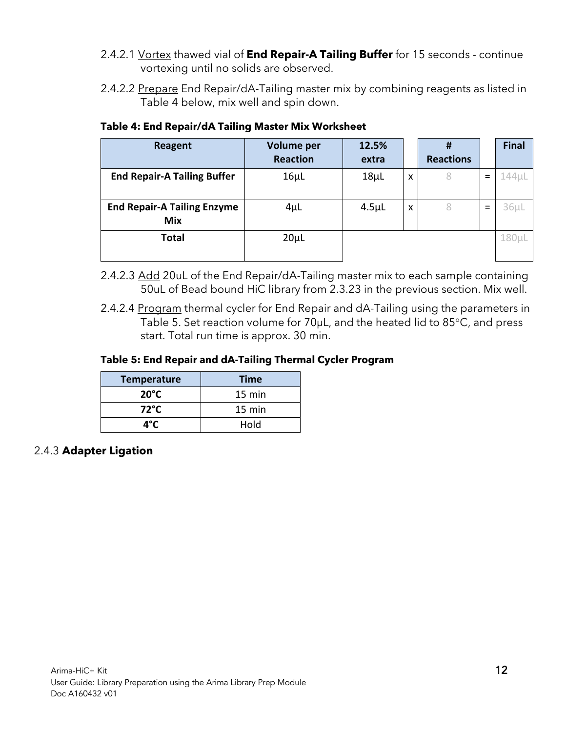2.4.2.1 Vortex thawed vial of **End Repair-A Tailing Buffer** for 15 seconds - continue vortexing until no solids are observed.

2.4.2.2 Prepare End Repair/dA-Tailing master mix by combining reagents as listed in Table 4 below, mix well and spin down.

**Table 4: End Repair/dA Tailing Master Mix Worksheet**

| Reagent | Volume per Reaction | 12.5% extra | | # Reactions | | Final |
|---|---|---|---|---|---|---|
| **End Repair-A Tailing Buffer** | 16µL | 18µL | x | 8 | = | 144µL |
| **End Repair-A Tailing Enzyme Mix** | 4µL | 4.5µL | x | 8 | = | 36µL |
| **Total** | 20µL | | | | | 180µL |

2.4.2.3 Add 20uL of the End Repair/dA-Tailing master mix to each sample containing 50uL of Bead bound HiC library from 2.3.23 in the previous section. Mix well.

2.4.2.4 Program thermal cycler for End Repair and dA-Tailing using the parameters in Table 5. Set reaction volume for 70µL, and the heated lid to 85°C, and press start. Total run time is approx. 30 min.

**Table 5: End Repair and dA-Tailing Thermal Cycler Program**

| Temperature | Time |
|---|---|
| **20°C** | 15 min |
| **72°C** | 15 min |
| **4°C** | Hold |

### 2.4.3 **Adapter Ligation**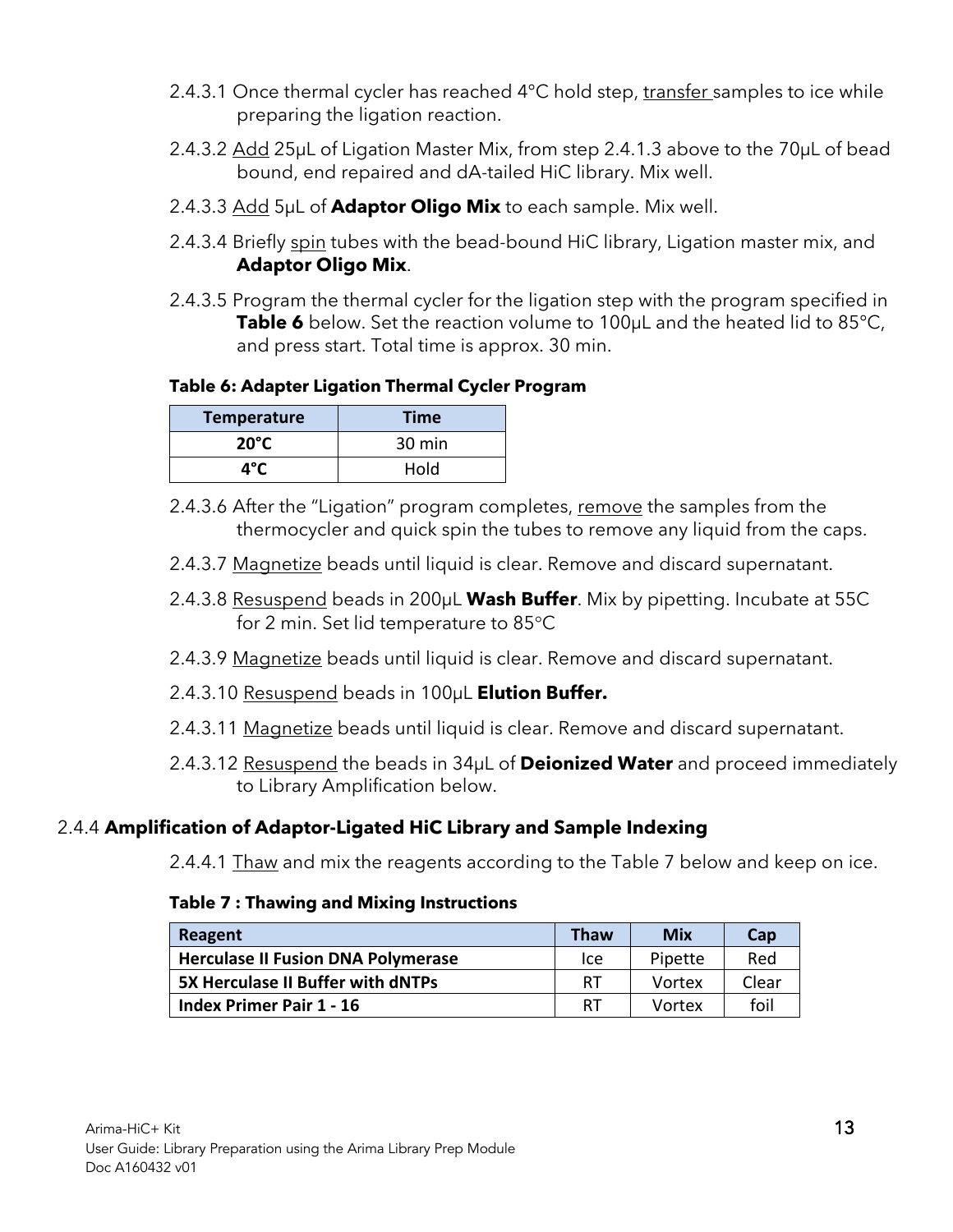2.4.3.1 Once thermal cycler has reached 4°C hold step, transfer samples to ice while preparing the ligation reaction.

2.4.3.2 Add 25μL of Ligation Master Mix, from step 2.4.1.3 above to the 70μL of bead bound, end repaired and dA-tailed HiC library. Mix well.

2.4.3.3 Add 5μL of **Adaptor Oligo Mix** to each sample. Mix well.

2.4.3.4 Briefly spin tubes with the bead-bound HiC library, Ligation master mix, and **Adaptor Oligo Mix**.

2.4.3.5 Program the thermal cycler for the ligation step with the program specified in **Table 6** below. Set the reaction volume to 100μL and the heated lid to 85°C, and press start. Total time is approx. 30 min.

**Table 6: Adapter Ligation Thermal Cycler Program**

| Temperature | Time |
|---|---|
| **20°C** | 30 min |
| **4°C** | Hold |

2.4.3.6 After the "Ligation" program completes, remove the samples from the thermocycler and quick spin the tubes to remove any liquid from the caps.

2.4.3.7 Magnetize beads until liquid is clear. Remove and discard supernatant.

2.4.3.8 Resuspend beads in 200μL **Wash Buffer**. Mix by pipetting. Incubate at 55C for 2 min. Set lid temperature to 85°C

2.4.3.9 Magnetize beads until liquid is clear. Remove and discard supernatant.

2.4.3.10 Resuspend beads in 100μL **Elution Buffer.**

2.4.3.11 Magnetize beads until liquid is clear. Remove and discard supernatant.

2.4.3.12 Resuspend the beads in 34μL of **Deionized Water** and proceed immediately to Library Amplification below.

### 2.4.4 Amplification of Adaptor-Ligated HiC Library and Sample Indexing

2.4.4.1 Thaw and mix the reagents according to the Table 7 below and keep on ice.

**Table 7 : Thawing and Mixing Instructions**

| Reagent | Thaw | Mix | Cap |
|---|---|---|---|
| **Herculase II Fusion DNA Polymerase** | Ice | Pipette | Red |
| **5X Herculase II Buffer with dNTPs** | RT | Vortex | Clear |
| **Index Primer Pair 1 - 16** | RT | Vortex | foil |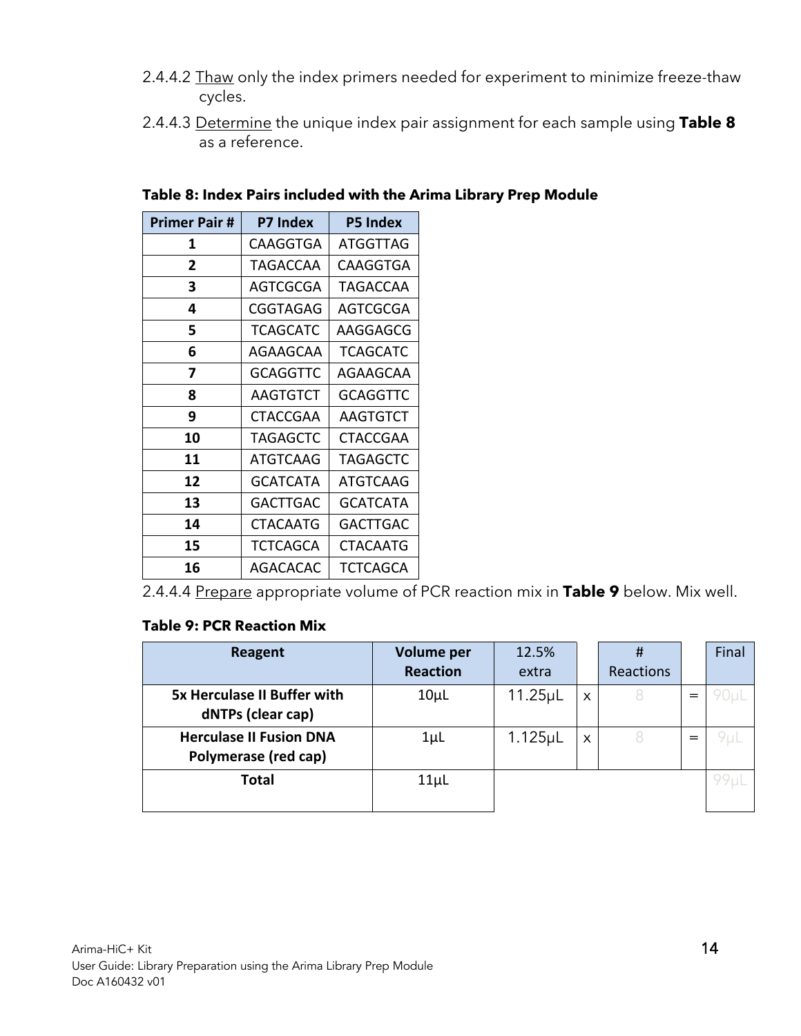2.4.4.2 Thaw only the index primers needed for experiment to minimize freeze-thaw cycles.

2.4.4.3 Determine the unique index pair assignment for each sample using **Table 8** as a reference.

**Table 8: Index Pairs included with the Arima Library Prep Module**

| Primer Pair # | P7 Index | P5 Index |
|---|---|---|
| **1** | CAAGGTGA | ATGGTTAG |
| **2** | TAGACCAA | CAAGGTGA |
| **3** | AGTCGCGA | TAGACCAA |
| **4** | CGGTAGAG | AGTCGCGA |
| **5** | TCAGCATC | AAGGAGCG |
| **6** | AGAAGCAA | TCAGCATC |
| **7** | GCAGGTTC | AGAAGCAA |
| **8** | AAGTGTCT | GCAGGTTC |
| **9** | CTACCGAA | AAGTGTCT |
| **10** | TAGAGCTC | CTACCGAA |
| **11** | ATGTCAAG | TAGAGCTC |
| **12** | GCATCATA | ATGTCAAG |
| **13** | GACTTGAC | GCATCATA |
| **14** | CTACAATG | GACTTGAC |
| **15** | TCTCAGCA | CTACAATG |
| **16** | AGACACAC | TCTCAGCA |

2.4.4.4 Prepare appropriate volume of PCR reaction mix in **Table 9** below. Mix well.

**Table 9: PCR Reaction Mix**

| Reagent | Volume per Reaction | 12.5% extra | | # Reactions | | Final |
|---|---|---|---|---|---|---|
| **5x Herculase II Buffer with dNTPs (clear cap)** | 10μL | 11.25μL | x | 8 | = | 90μL |
| **Herculase II Fusion DNA Polymerase (red cap)** | 1μL | 1.125μL | x | 8 | = | 9μL |
| **Total** | 11μL | | | | | 99μL |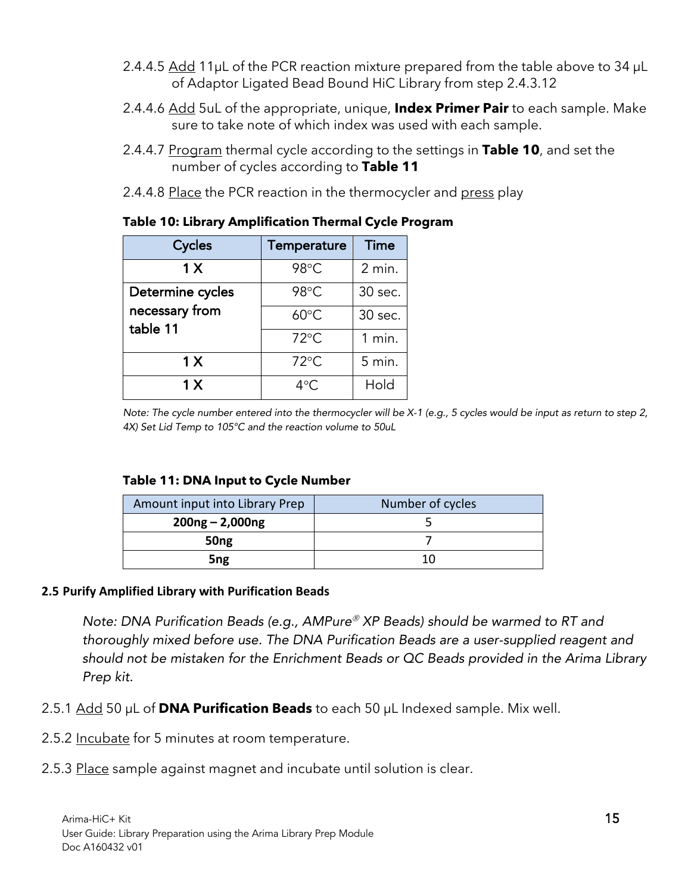2.4.4.5 Add 11µL of the PCR reaction mixture prepared from the table above to 34 µL of Adaptor Ligated Bead Bound HiC Library from step 2.4.3.12

2.4.4.6 Add 5uL of the appropriate, unique, **Index Primer Pair** to each sample. Make sure to take note of which index was used with each sample.

2.4.4.7 Program thermal cycle according to the settings in **Table 10**, and set the number of cycles according to **Table 11**

2.4.4.8 Place the PCR reaction in the thermocycler and press play

**Table 10: Library Amplification Thermal Cycle Program**

| Cycles | Temperature | Time |
|---|---|---|
| 1 X | 98°C | 2 min. |
| Determine cycles necessary from table 11 | 98°C | 30 sec. |
| | 60°C | 30 sec. |
| | 72°C | 1 min. |
| 1 X | 72°C | 5 min. |
| 1 X | 4°C | Hold |

*Note: The cycle number entered into the thermocycler will be X-1 (e.g., 5 cycles would be input as return to step 2, 4X) Set Lid Temp to 105°C and the reaction volume to 50uL*

**Table 11: DNA Input to Cycle Number**

| Amount input into Library Prep | Number of cycles |
|---|---|
| **200ng – 2,000ng** | 5 |
| **50ng** | 7 |
| **5ng** | 10 |

#### 2.5 Purify Amplified Library with Purification Beads

*Note: DNA Purification Beads (e.g., AMPure® XP Beads) should be warmed to RT and thoroughly mixed before use. The DNA Purification Beads are a user-supplied reagent and should not be mistaken for the Enrichment Beads or QC Beads provided in the Arima Library Prep kit.*

2.5.1 Add 50 µL of **DNA Purification Beads** to each 50 µL Indexed sample. Mix well.

2.5.2 Incubate for 5 minutes at room temperature.

2.5.3 Place sample against magnet and incubate until solution is clear.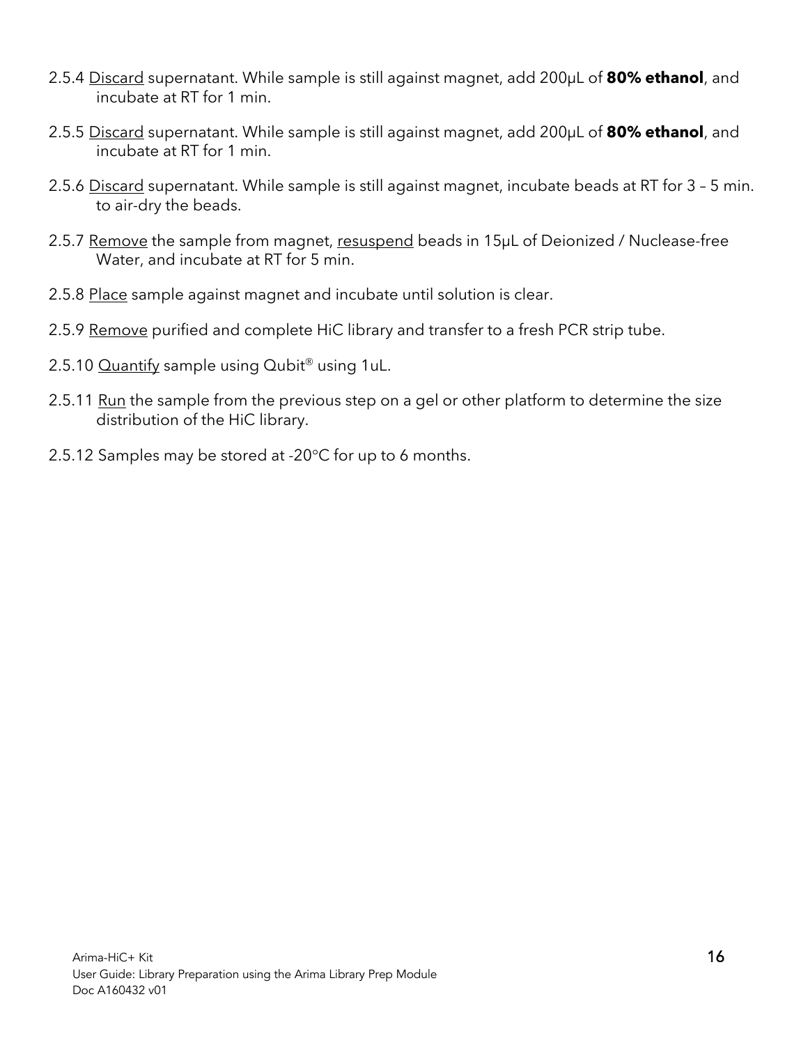2.5.4 Discard supernatant. While sample is still against magnet, add 200µL of **80% ethanol**, and incubate at RT for 1 min.

2.5.5 Discard supernatant. While sample is still against magnet, add 200µL of **80% ethanol**, and incubate at RT for 1 min.

2.5.6 Discard supernatant. While sample is still against magnet, incubate beads at RT for 3 – 5 min. to air-dry the beads.

2.5.7 Remove the sample from magnet, resuspend beads in 15µL of Deionized / Nuclease-free Water, and incubate at RT for 5 min.

2.5.8 Place sample against magnet and incubate until solution is clear.

2.5.9 Remove purified and complete HiC library and transfer to a fresh PCR strip tube.

2.5.10 Quantify sample using Qubit® using 1uL.

2.5.11 Run the sample from the previous step on a gel or other platform to determine the size distribution of the HiC library.

2.5.12 Samples may be stored at -20°C for up to 6 months.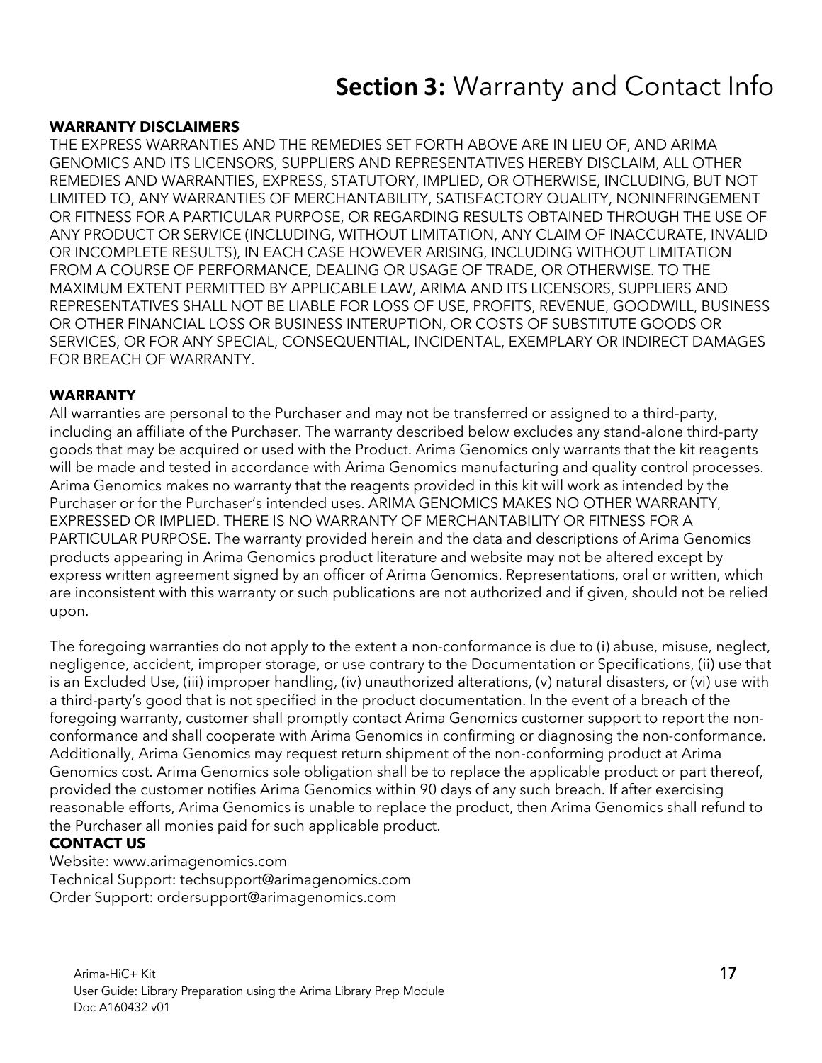# **Section 3:** Warranty and Contact Info

**WARRANTY DISCLAIMERS**

THE EXPRESS WARRANTIES AND THE REMEDIES SET FORTH ABOVE ARE IN LIEU OF, AND ARIMA GENOMICS AND ITS LICENSORS, SUPPLIERS AND REPRESENTATIVES HEREBY DISCLAIM, ALL OTHER REMEDIES AND WARRANTIES, EXPRESS, STATUTORY, IMPLIED, OR OTHERWISE, INCLUDING, BUT NOT LIMITED TO, ANY WARRANTIES OF MERCHANTABILITY, SATISFACTORY QUALITY, NONINFRINGEMENT OR FITNESS FOR A PARTICULAR PURPOSE, OR REGARDING RESULTS OBTAINED THROUGH THE USE OF ANY PRODUCT OR SERVICE (INCLUDING, WITHOUT LIMITATION, ANY CLAIM OF INACCURATE, INVALID OR INCOMPLETE RESULTS), IN EACH CASE HOWEVER ARISING, INCLUDING WITHOUT LIMITATION FROM A COURSE OF PERFORMANCE, DEALING OR USAGE OF TRADE, OR OTHERWISE. TO THE MAXIMUM EXTENT PERMITTED BY APPLICABLE LAW, ARIMA AND ITS LICENSORS, SUPPLIERS AND REPRESENTATIVES SHALL NOT BE LIABLE FOR LOSS OF USE, PROFITS, REVENUE, GOODWILL, BUSINESS OR OTHER FINANCIAL LOSS OR BUSINESS INTERUPTION, OR COSTS OF SUBSTITUTE GOODS OR SERVICES, OR FOR ANY SPECIAL, CONSEQUENTIAL, INCIDENTAL, EXEMPLARY OR INDIRECT DAMAGES FOR BREACH OF WARRANTY.

**WARRANTY**

All warranties are personal to the Purchaser and may not be transferred or assigned to a third-party, including an affiliate of the Purchaser. The warranty described below excludes any stand-alone third-party goods that may be acquired or used with the Product. Arima Genomics only warrants that the kit reagents will be made and tested in accordance with Arima Genomics manufacturing and quality control processes. Arima Genomics makes no warranty that the reagents provided in this kit will work as intended by the Purchaser or for the Purchaser's intended uses. ARIMA GENOMICS MAKES NO OTHER WARRANTY, EXPRESSED OR IMPLIED. THERE IS NO WARRANTY OF MERCHANTABILITY OR FITNESS FOR A PARTICULAR PURPOSE. The warranty provided herein and the data and descriptions of Arima Genomics products appearing in Arima Genomics product literature and website may not be altered except by express written agreement signed by an officer of Arima Genomics. Representations, oral or written, which are inconsistent with this warranty or such publications are not authorized and if given, should not be relied upon.

The foregoing warranties do not apply to the extent a non-conformance is due to (i) abuse, misuse, neglect, negligence, accident, improper storage, or use contrary to the Documentation or Specifications, (ii) use that is an Excluded Use, (iii) improper handling, (iv) unauthorized alterations, (v) natural disasters, or (vi) use with a third-party's good that is not specified in the product documentation. In the event of a breach of the foregoing warranty, customer shall promptly contact Arima Genomics customer support to report the non-conformance and shall cooperate with Arima Genomics in confirming or diagnosing the non-conformance. Additionally, Arima Genomics may request return shipment of the non-conforming product at Arima Genomics cost. Arima Genomics sole obligation shall be to replace the applicable product or part thereof, provided the customer notifies Arima Genomics within 90 days of any such breach. If after exercising reasonable efforts, Arima Genomics is unable to replace the product, then Arima Genomics shall refund to the Purchaser all monies paid for such applicable product.

**CONTACT US**

Website: www.arimagenomics.com
Technical Support: techsupport@arimagenomics.com
Order Support: ordersupport@arimagenomics.com